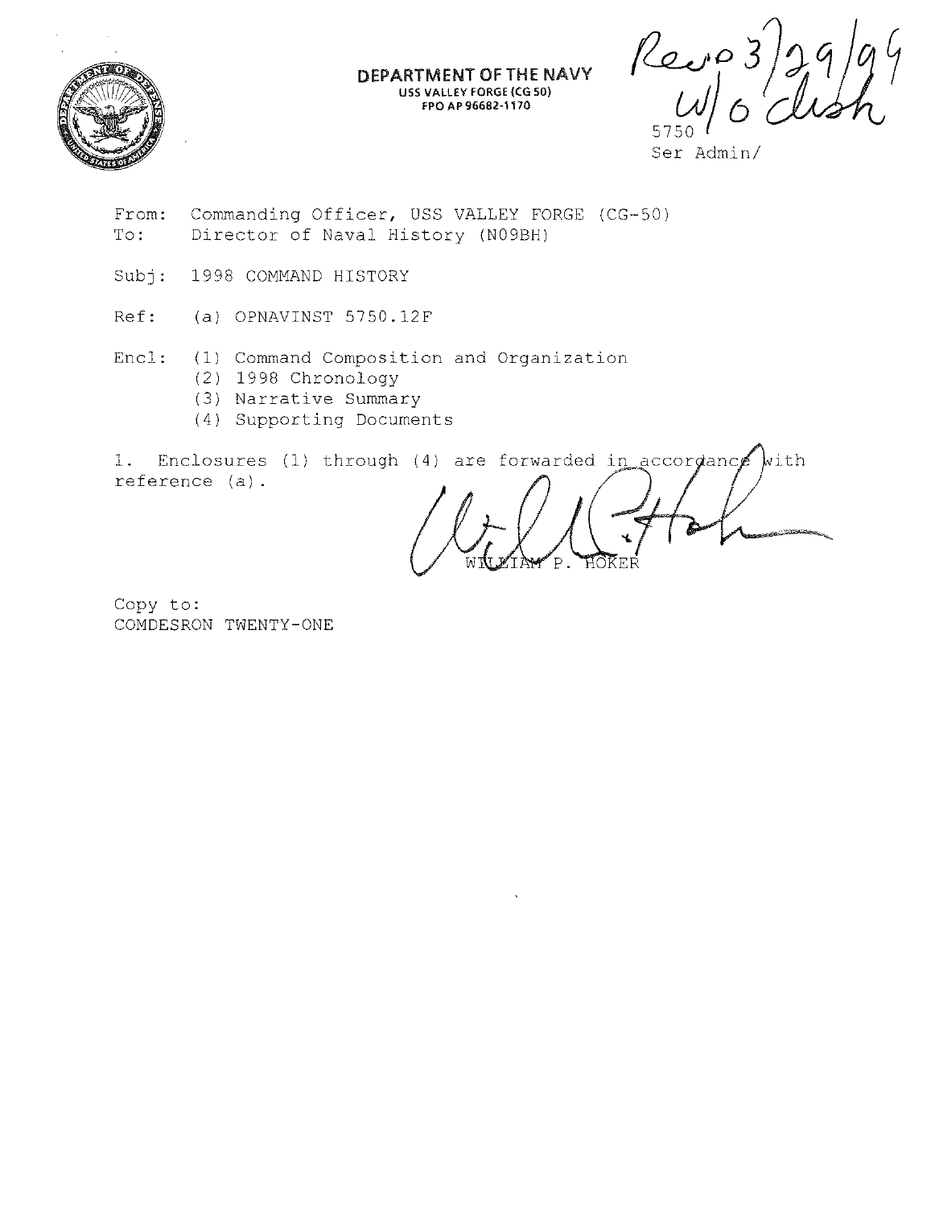**DEPARTMENT OF THE NAVY**
USS VALLEY FORGE (CG 50)
FPO AP 96682-1170

Recvd 3/29/99
W/o disk

5750
Ser Admin/

From: Commanding Officer, USS VALLEY FORGE (CG-50)
To: Director of Naval History (N09BH)

Subj: 1998 COMMAND HISTORY

Ref: (a) OPNAVINST 5750.12F

Encl: (1) Command Composition and Organization
(2) 1998 Chronology
(3) Narrative Summary
(4) Supporting Documents

1. Enclosures (1) through (4) are forwarded in accordance with reference (a).

WILLIAM P. HOKER

Copy to:
COMDESRON TWENTY-ONE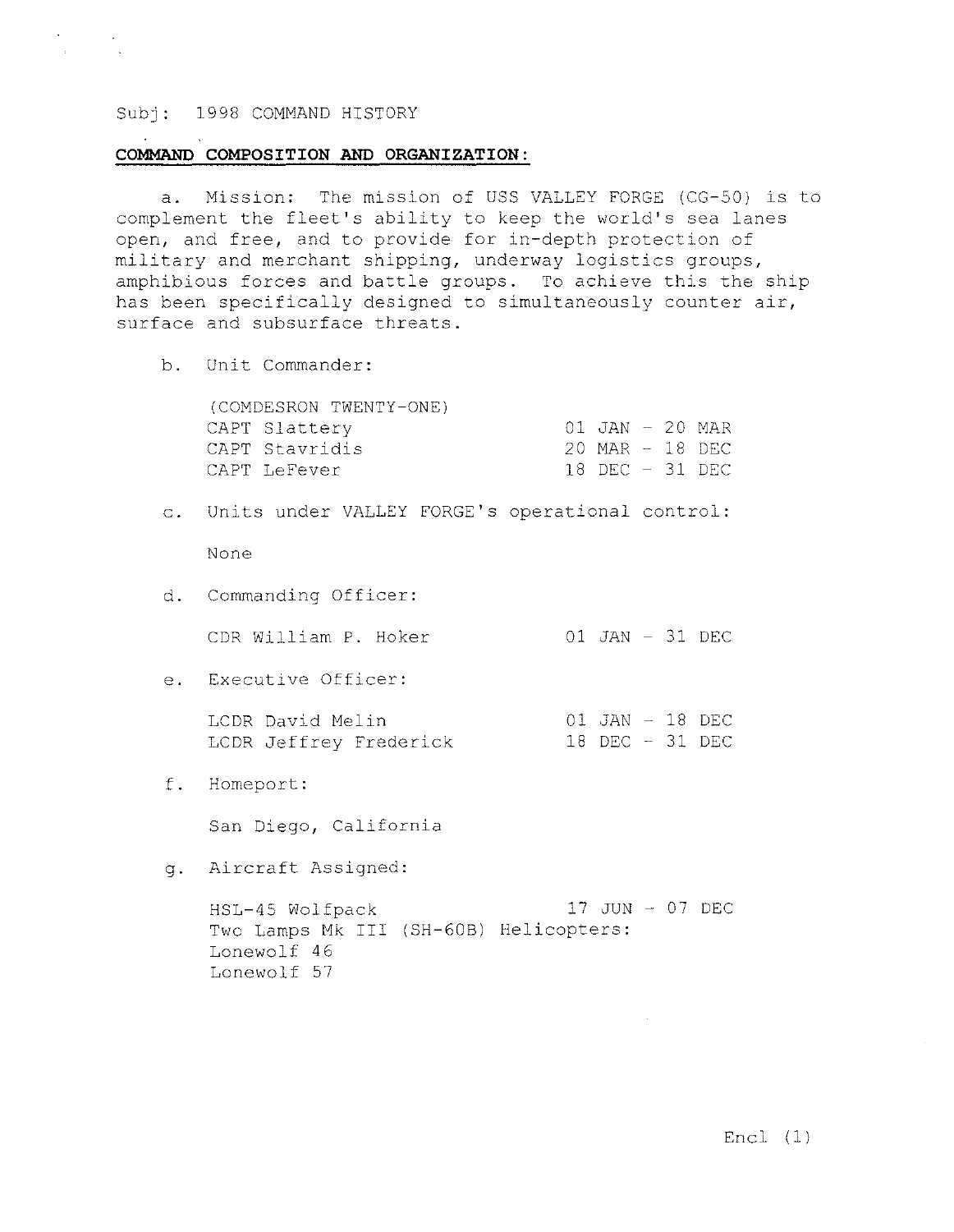Subj: 1998 COMMAND HISTORY

**COMMAND COMPOSITION AND ORGANIZATION:**

a. Mission: The mission of USS VALLEY FORGE (CG-50) is to complement the fleet's ability to keep the world's sea lanes open, and free, and to provide for in-depth protection of military and merchant shipping, underway logistics groups, amphibious forces and battle groups. To achieve this the ship has been specifically designed to simultaneously counter air, surface and subsurface threats.

b. Unit Commander:

(COMDESRON TWENTY-ONE)

| | |
|---|---|
| CAPT Slattery | 01 JAN - 20 MAR |
| CAPT Stavridis | 20 MAR - 18 DEC |
| CAPT LeFever | 18 DEC - 31 DEC |

c. Units under VALLEY FORGE's operational control:

None

d. Commanding Officer:

| | |
|---|---|
| CDR William P. Hoker | 01 JAN - 31 DEC |

e. Executive Officer:

| | |
|---|---|
| LCDR David Melin | 01 JAN - 18 DEC |
| LCDR Jeffrey Frederick | 18 DEC - 31 DEC |

f. Homeport:

San Diego, California

g. Aircraft Assigned:

HSL-45 Wolfpack 17 JUN - 07 DEC
Two Lamps Mk III (SH-60B) Helicopters:
Lonewolf 46
Lonewolf 57

Encl (1)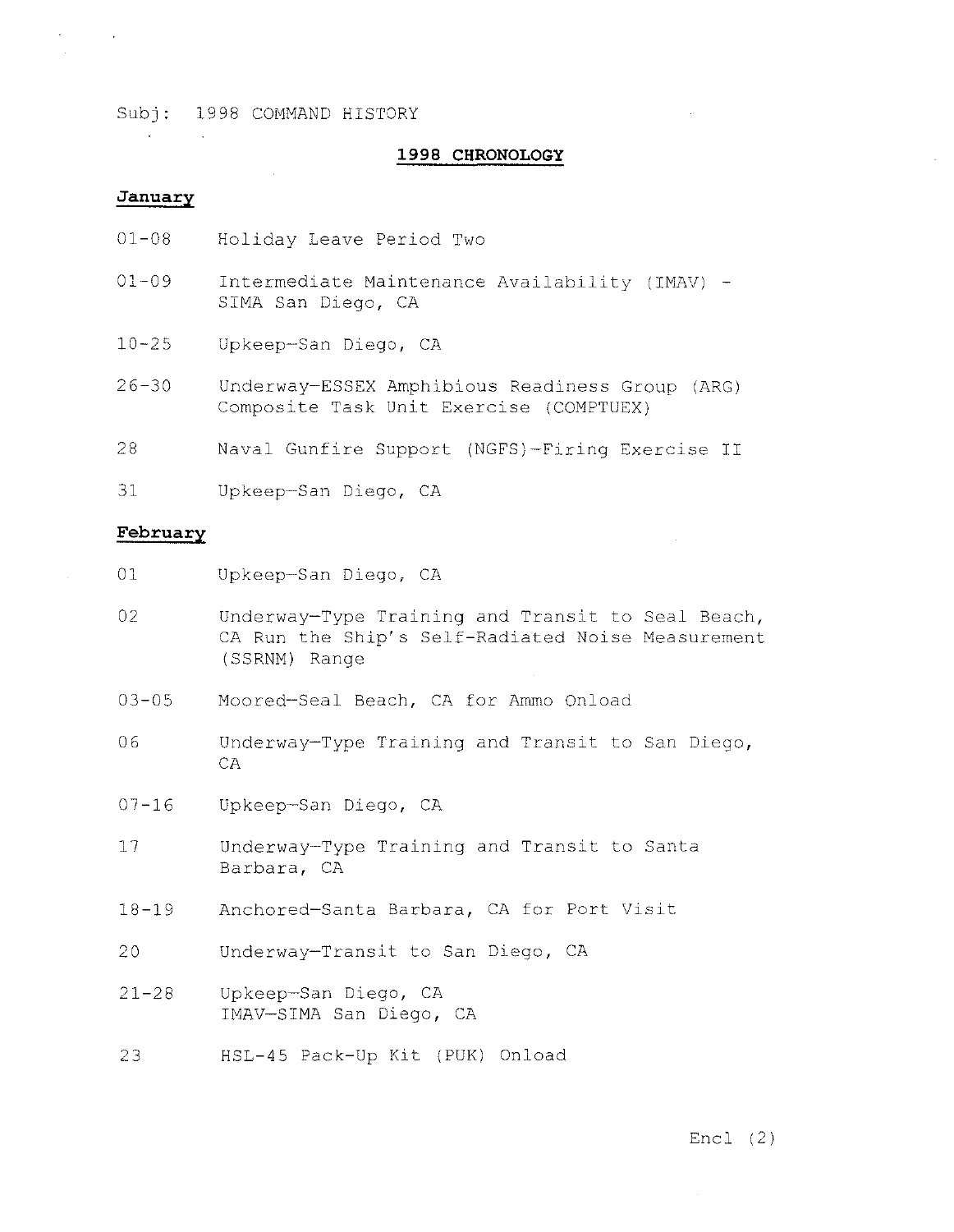Subj: 1998 COMMAND HISTORY

## 1998 CHRONOLOGY

### January

| | |
|---|---|
| 01-08 | Holiday Leave Period Two |
| 01-09 | Intermediate Maintenance Availability (IMAV) - SIMA San Diego, CA |
| 10-25 | Upkeep-San Diego, CA |
| 26-30 | Underway-ESSEX Amphibious Readiness Group (ARG) Composite Task Unit Exercise (COMPTUEX) |
| 28 | Naval Gunfire Support (NGFS)-Firing Exercise II |
| 31 | Upkeep-San Diego, CA |

### February

| | |
|---|---|
| 01 | Upkeep-San Diego, CA |
| 02 | Underway-Type Training and Transit to Seal Beach, CA Run the Ship's Self-Radiated Noise Measurement (SSRNM) Range |
| 03-05 | Moored-Seal Beach, CA for Ammo Onload |
| 06 | Underway-Type Training and Transit to San Diego, CA |
| 07-16 | Upkeep-San Diego, CA |
| 17 | Underway-Type Training and Transit to Santa Barbara, CA |
| 18-19 | Anchored-Santa Barbara, CA for Port Visit |
| 20 | Underway-Transit to San Diego, CA |
| 21-28 | Upkeep-San Diego, CA<br>IMAV-SIMA San Diego, CA |
| 23 | HSL-45 Pack-Up Kit (PUK) Onload |

Encl (2)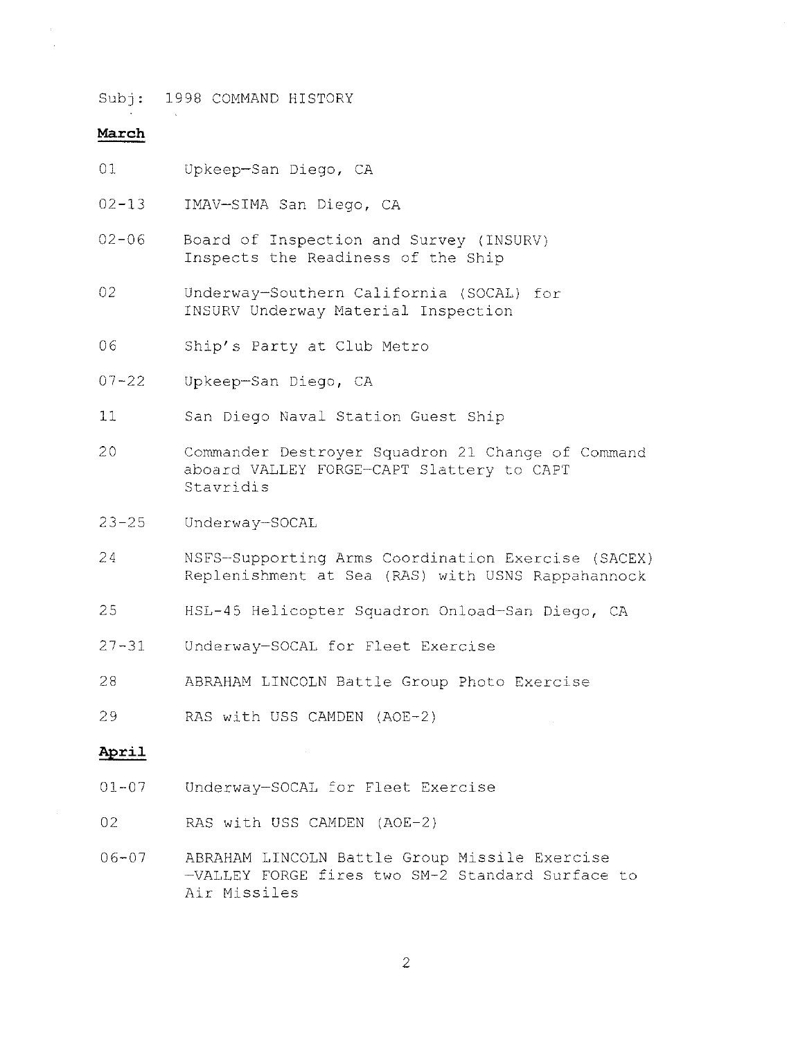Subj: 1998 COMMAND HISTORY

**March**

| | |
|---|---|
| 01 | Upkeep–San Diego, CA |
| 02-13 | IMAV–SIMA San Diego, CA |
| 02-06 | Board of Inspection and Survey (INSURV) Inspects the Readiness of the Ship |
| 02 | Underway–Southern California (SOCAL) for INSURV Underway Material Inspection |
| 06 | Ship's Party at Club Metro |
| 07-22 | Upkeep–San Diego, CA |
| 11 | San Diego Naval Station Guest Ship |
| 20 | Commander Destroyer Squadron 21 Change of Command aboard VALLEY FORGE–CAPT Slattery to CAPT Stavridis |
| 23-25 | Underway–SOCAL |
| 24 | NSFS–Supporting Arms Coordination Exercise (SACEX) Replenishment at Sea (RAS) with USNS Rappahannock |
| 25 | HSL-45 Helicopter Squadron Onload–San Diego, CA |
| 27-31 | Underway–SOCAL for Fleet Exercise |
| 28 | ABRAHAM LINCOLN Battle Group Photo Exercise |
| 29 | RAS with USS CAMDEN (AOE-2) |

**April**

| | |
|---|---|
| 01-07 | Underway–SOCAL for Fleet Exercise |
| 02 | RAS with USS CAMDEN (AOE-2) |
| 06-07 | ABRAHAM LINCOLN Battle Group Missile Exercise –VALLEY FORGE fires two SM-2 Standard Surface to Air Missiles |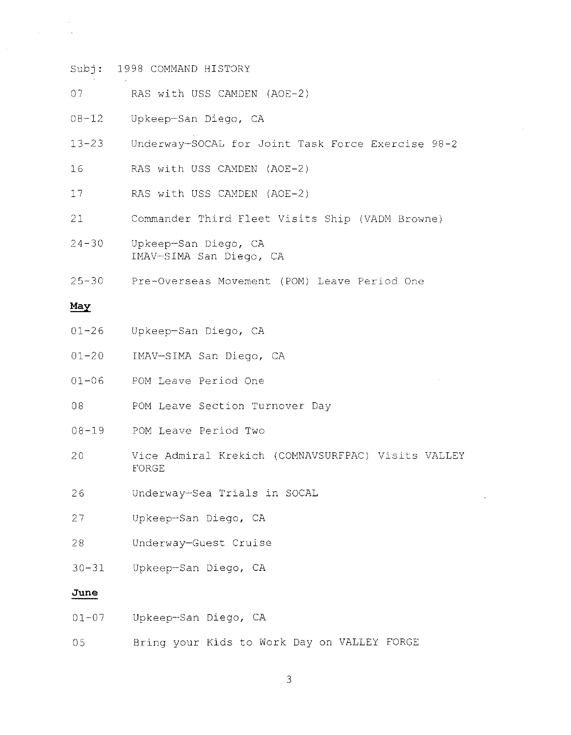Subj: 1998 COMMAND HISTORY

07 RAS with USS CAMDEN (AOE-2)

08-12 Upkeep—San Diego, CA

13-23 Underway—SOCAL for Joint Task Force Exercise 98-2

16 RAS with USS CAMDEN (AOE-2)

17 RAS with USS CAMDEN (AOE-2)

21 Commander Third Fleet Visits Ship (VADM Browne)

24-30 Upkeep—San Diego, CA
IMAV—SIMA San Diego, CA

25-30 Pre-Overseas Movement (POM) Leave Period One

**May**

01-26 Upkeep—San Diego, CA

01-20 IMAV—SIMA San Diego, CA

01-06 POM Leave Period One

08 POM Leave Section Turnover Day

08-19 POM Leave Period Two

20 Vice Admiral Krekich (COMNAVSURFPAC) Visits VALLEY FORGE

26 Underway—Sea Trials in SOCAL

27 Upkeep—San Diego, CA

28 Underway—Guest Cruise

30-31 Upkeep—San Diego, CA

**June**

01-07 Upkeep—San Diego, CA

05 Bring your Kids to Work Day on VALLEY FORGE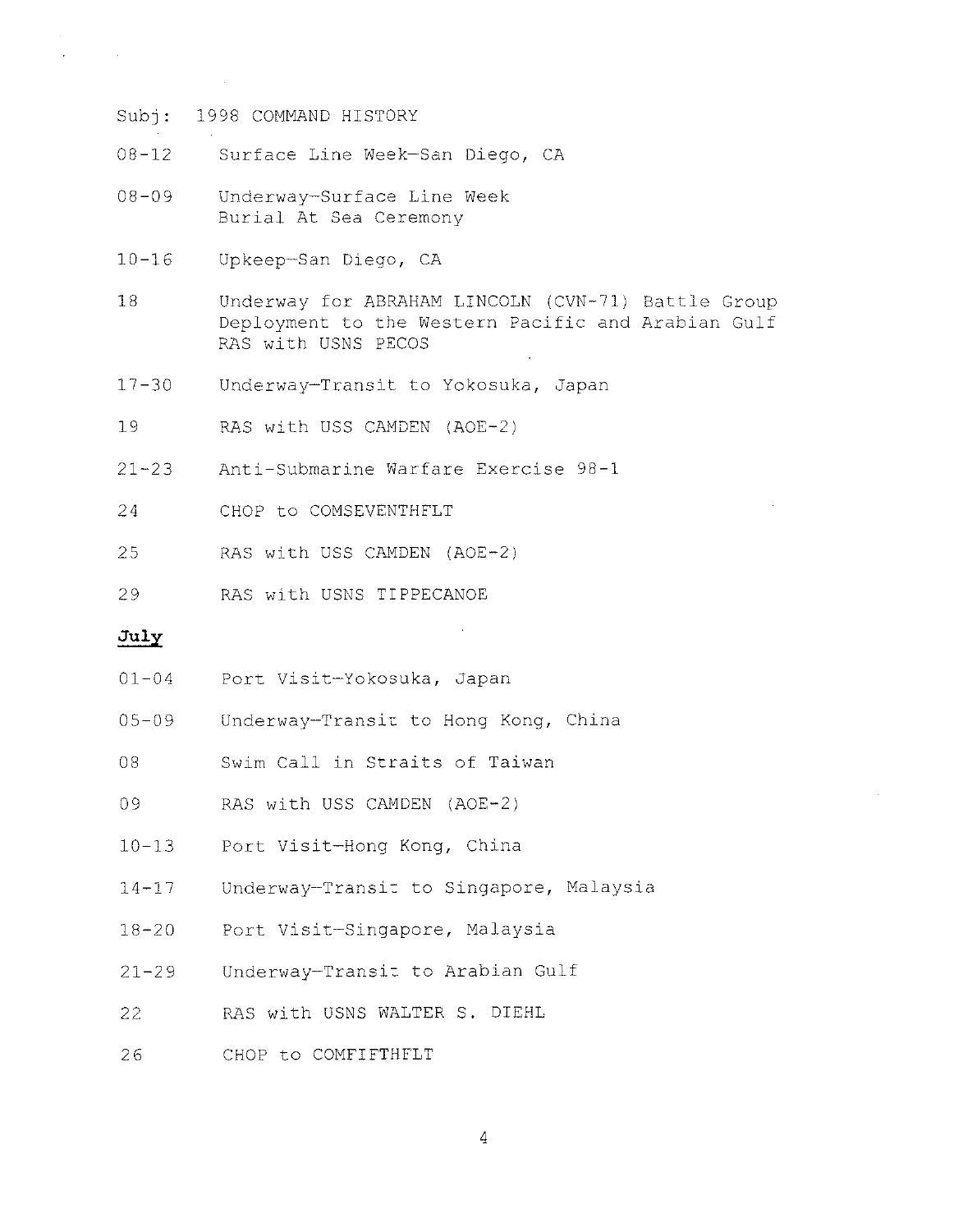Subj: 1998 COMMAND HISTORY

| | |
|---|---|
| 08-12 | Surface Line Week—San Diego, CA |
| 08-09 | Underway—Surface Line Week<br>Burial At Sea Ceremony |
| 10-16 | Upkeep—San Diego, CA |
| 18 | Underway for ABRAHAM LINCOLN (CVN-71) Battle Group Deployment to the Western Pacific and Arabian Gulf<br>RAS with USNS PECOS |
| 17-30 | Underway—Transit to Yokosuka, Japan |
| 19 | RAS with USS CAMDEN (AOE-2) |
| 21-23 | Anti-Submarine Warfare Exercise 98-1 |
| 24 | CHOP to COMSEVENTHFLT |
| 25 | RAS with USS CAMDEN (AOE-2) |
| 29 | RAS with USNS TIPPECANOE |

**July**

| | |
|---|---|
| 01-04 | Port Visit—Yokosuka, Japan |
| 05-09 | Underway—Transit to Hong Kong, China |
| 08 | Swim Call in Straits of Taiwan |
| 09 | RAS with USS CAMDEN (AOE-2) |
| 10-13 | Port Visit—Hong Kong, China |
| 14-17 | Underway—Transit to Singapore, Malaysia |
| 18-20 | Port Visit—Singapore, Malaysia |
| 21-29 | Underway—Transit to Arabian Gulf |
| 22 | RAS with USNS WALTER S. DIEHL |
| 26 | CHOP to COMFIFTHFLT |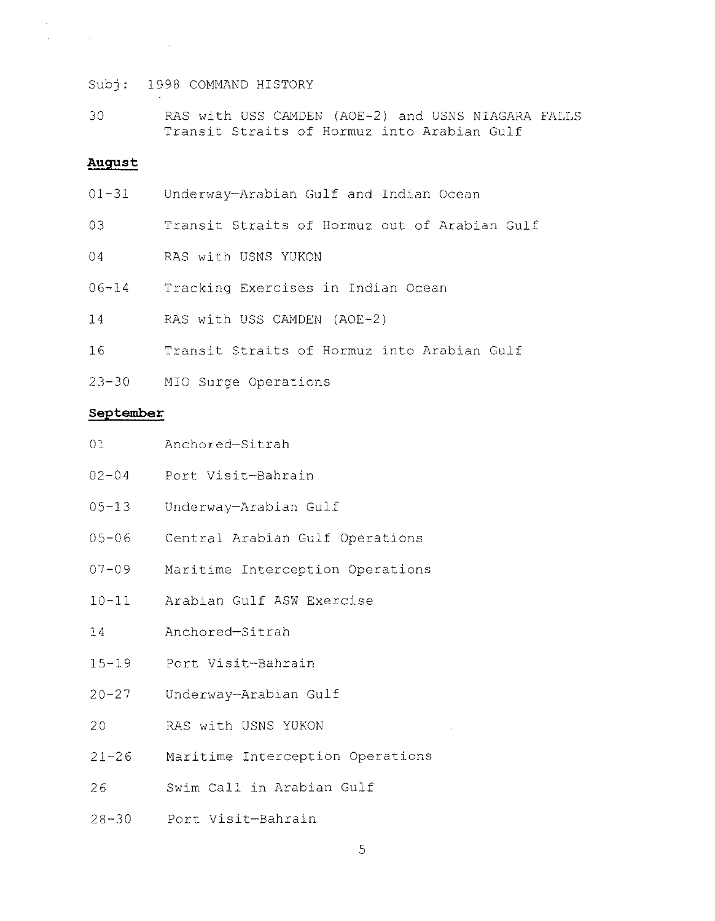Subj: 1998 COMMAND HISTORY

30 RAS with USS CAMDEN (AOE-2) and USNS NIAGARA FALLS
Transit Straits of Hormuz into Arabian Gulf

**August**

01-31 Underway—Arabian Gulf and Indian Ocean

03 Transit Straits of Hormuz out of Arabian Gulf

04 RAS with USNS YUKON

06-14 Tracking Exercises in Indian Ocean

14 RAS with USS CAMDEN (AOE-2)

16 Transit Straits of Hormuz into Arabian Gulf

23-30 MIO Surge Operations

**September**

01 Anchored—Sitrah

02-04 Port Visit—Bahrain

05-13 Underway—Arabian Gulf

05-06 Central Arabian Gulf Operations

07-09 Maritime Interception Operations

10-11 Arabian Gulf ASW Exercise

14 Anchored—Sitrah

15-19 Port Visit—Bahrain

20-27 Underway—Arabian Gulf

20 RAS with USNS YUKON

21-26 Maritime Interception Operations

26 Swim Call in Arabian Gulf

28-30 Port Visit—Bahrain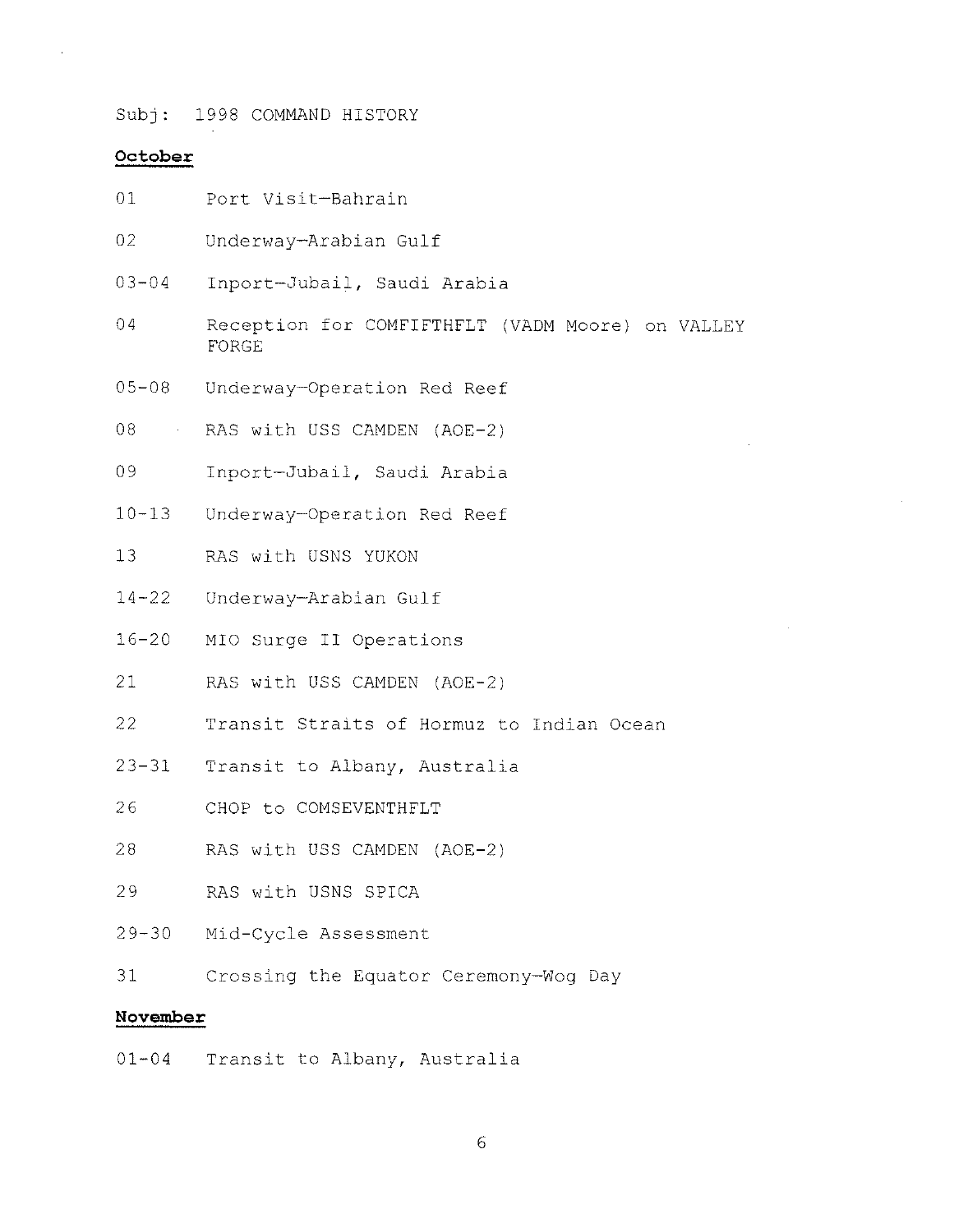Subj: 1998 COMMAND HISTORY

**October**

| | |
|---|---|
| 01 | Port Visit—Bahrain |
| 02 | Underway—Arabian Gulf |
| 03-04 | Inport—Jubail, Saudi Arabia |
| 04 | Reception for COMFIFTHFLT (VADM Moore) on VALLEY FORGE |
| 05-08 | Underway—Operation Red Reef |
| 08 | RAS with USS CAMDEN (AOE-2) |
| 09 | Inport—Jubail, Saudi Arabia |
| 10-13 | Underway—Operation Red Reef |
| 13 | RAS with USNS YUKON |
| 14-22 | Underway—Arabian Gulf |
| 16-20 | MIO Surge II Operations |
| 21 | RAS with USS CAMDEN (AOE-2) |
| 22 | Transit Straits of Hormuz to Indian Ocean |
| 23-31 | Transit to Albany, Australia |
| 26 | CHOP to COMSEVENTHFLT |
| 28 | RAS with USS CAMDEN (AOE-2) |
| 29 | RAS with USNS SPICA |
| 29-30 | Mid-Cycle Assessment |
| 31 | Crossing the Equator Ceremony—Wog Day |

**November**

| | |
|---|---|
| 01-04 | Transit to Albany, Australia |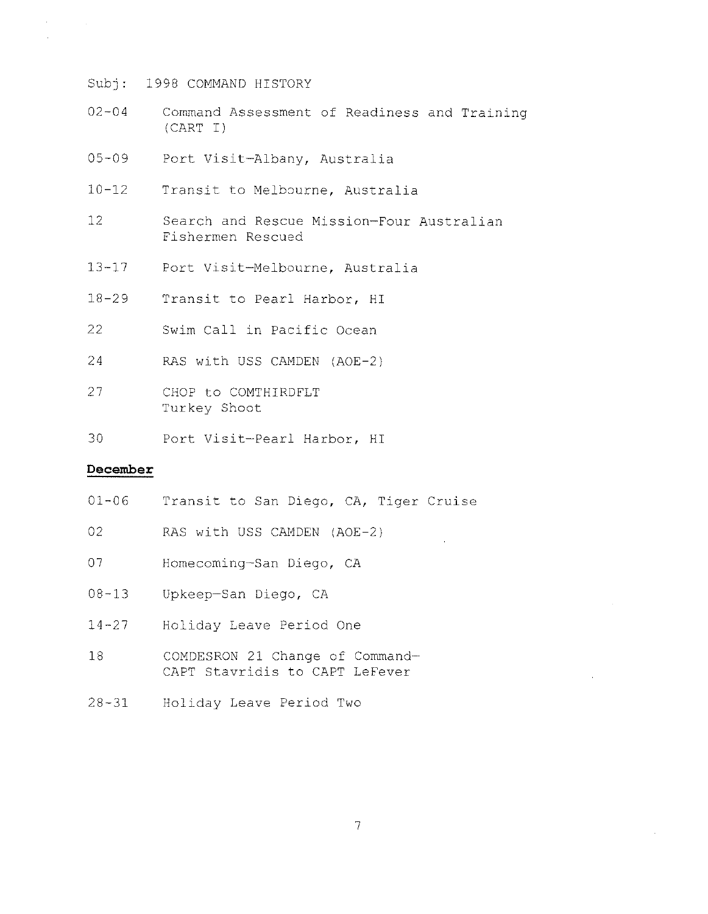Subj: 1998 COMMAND HISTORY

| | |
|---|---|
| 02-04 | Command Assessment of Readiness and Training (CART I) |
| 05-09 | Port Visit-Albany, Australia |
| 10-12 | Transit to Melbourne, Australia |
| 12 | Search and Rescue Mission-Four Australian Fishermen Rescued |
| 13-17 | Port Visit-Melbourne, Australia |
| 18-29 | Transit to Pearl Harbor, HI |
| 22 | Swim Call in Pacific Ocean |
| 24 | RAS with USS CAMDEN (AOE-2) |
| 27 | CHOP to COMTHIRDFLT<br>Turkey Shoot |
| 30 | Port Visit-Pearl Harbor, HI |

**December**

| | |
|---|---|
| 01-06 | Transit to San Diego, CA, Tiger Cruise |
| 02 | RAS with USS CAMDEN (AOE-2) |
| 07 | Homecoming-San Diego, CA |
| 08-13 | Upkeep-San Diego, CA |
| 14-27 | Holiday Leave Period One |
| 18 | COMDESRON 21 Change of Command-<br>CAPT Stavridis to CAPT LeFever |
| 28-31 | Holiday Leave Period Two |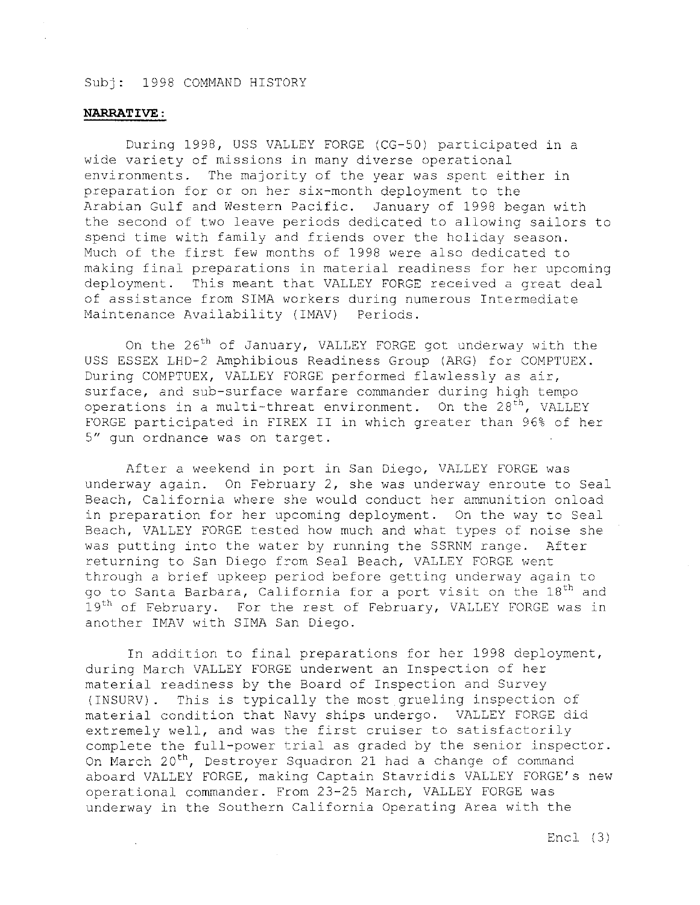Subj: 1998 COMMAND HISTORY

**NARRATIVE:**

During 1998, USS VALLEY FORGE (CG-50) participated in a wide variety of missions in many diverse operational environments. The majority of the year was spent either in preparation for or on her six-month deployment to the Arabian Gulf and Western Pacific. January of 1998 began with the second of two leave periods dedicated to allowing sailors to spend time with family and friends over the holiday season. Much of the first few months of 1998 were also dedicated to making final preparations in material readiness for her upcoming deployment. This meant that VALLEY FORGE received a great deal of assistance from SIMA workers during numerous Intermediate Maintenance Availability (IMAV) Periods.

On the 26th of January, VALLEY FORGE got underway with the USS ESSEX LHD-2 Amphibious Readiness Group (ARG) for COMPTUEX. During COMPTUEX, VALLEY FORGE performed flawlessly as air, surface, and sub-surface warfare commander during high tempo operations in a multi-threat environment. On the 28th, VALLEY FORGE participated in FIREX II in which greater than 96% of her 5" gun ordnance was on target.

After a weekend in port in San Diego, VALLEY FORGE was underway again. On February 2, she was underway enroute to Seal Beach, California where she would conduct her ammunition onload in preparation for her upcoming deployment. On the way to Seal Beach, VALLEY FORGE tested how much and what types of noise she was putting into the water by running the SSRNM range. After returning to San Diego from Seal Beach, VALLEY FORGE went through a brief upkeep period before getting underway again to go to Santa Barbara, California for a port visit on the 18th and 19th of February. For the rest of February, VALLEY FORGE was in another IMAV with SIMA San Diego.

In addition to final preparations for her 1998 deployment, during March VALLEY FORGE underwent an Inspection of her material readiness by the Board of Inspection and Survey (INSURV). This is typically the most grueling inspection of material condition that Navy ships undergo. VALLEY FORGE did extremely well, and was the first cruiser to satisfactorily complete the full-power trial as graded by the senior inspector. On March 20th, Destroyer Squadron 21 had a change of command aboard VALLEY FORGE, making Captain Stavridis VALLEY FORGE's new operational commander. From 23-25 March, VALLEY FORGE was underway in the Southern California Operating Area with the

Encl (3)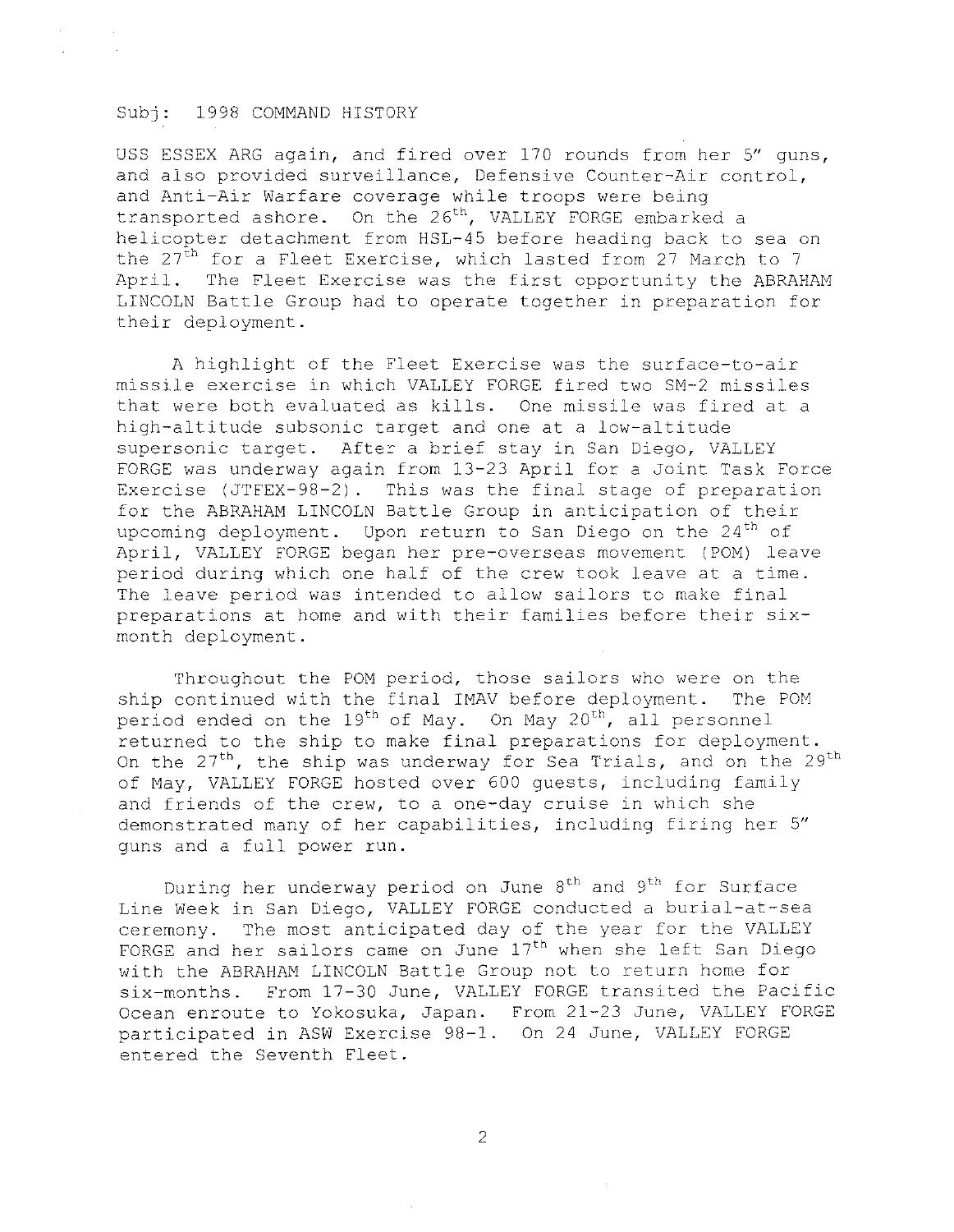Subj: 1998 COMMAND HISTORY

USS ESSEX ARG again, and fired over 170 rounds from her 5" guns, and also provided surveillance, Defensive Counter-Air control, and Anti-Air Warfare coverage while troops were being transported ashore. On the 26th, VALLEY FORGE embarked a helicopter detachment from HSL-45 before heading back to sea on the 27th for a Fleet Exercise, which lasted from 27 March to 7 April. The Fleet Exercise was the first opportunity the ABRAHAM LINCOLN Battle Group had to operate together in preparation for their deployment.

A highlight of the Fleet Exercise was the surface-to-air missile exercise in which VALLEY FORGE fired two SM-2 missiles that were both evaluated as kills. One missile was fired at a high-altitude subsonic target and one at a low-altitude supersonic target. After a brief stay in San Diego, VALLEY FORGE was underway again from 13-23 April for a Joint Task Force Exercise (JTFEX-98-2). This was the final stage of preparation for the ABRAHAM LINCOLN Battle Group in anticipation of their upcoming deployment. Upon return to San Diego on the 24th of April, VALLEY FORGE began her pre-overseas movement (POM) leave period during which one half of the crew took leave at a time. The leave period was intended to allow sailors to make final preparations at home and with their families before their six-month deployment.

Throughout the POM period, those sailors who were on the ship continued with the final IMAV before deployment. The POM period ended on the 19th of May. On May 20th, all personnel returned to the ship to make final preparations for deployment. On the 27th, the ship was underway for Sea Trials, and on the 29th of May, VALLEY FORGE hosted over 600 guests, including family and friends of the crew, to a one-day cruise in which she demonstrated many of her capabilities, including firing her 5" guns and a full power run.

During her underway period on June 8th and 9th for Surface Line Week in San Diego, VALLEY FORGE conducted a burial-at-sea ceremony. The most anticipated day of the year for the VALLEY FORGE and her sailors came on June 17th when she left San Diego with the ABRAHAM LINCOLN Battle Group not to return home for six-months. From 17-30 June, VALLEY FORGE transited the Pacific Ocean enroute to Yokosuka, Japan. From 21-23 June, VALLEY FORGE participated in ASW Exercise 98-1. On 24 June, VALLEY FORGE entered the Seventh Fleet.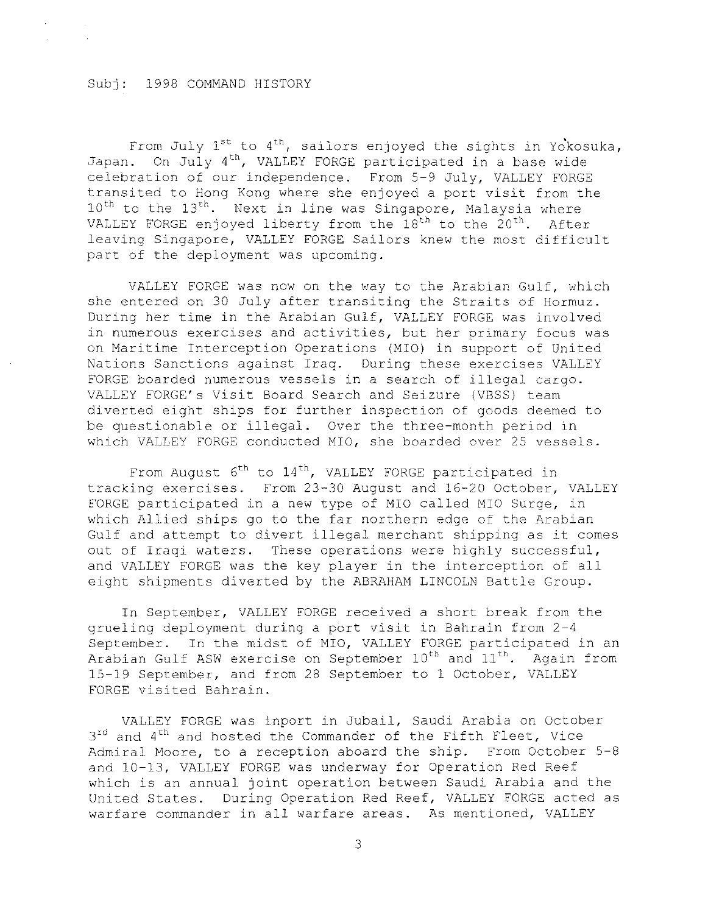Subj: 1998 COMMAND HISTORY

From July 1st to 4th, sailors enjoyed the sights in Yokosuka, Japan. On July 4th, VALLEY FORGE participated in a base wide celebration of our independence. From 5-9 July, VALLEY FORGE transited to Hong Kong where she enjoyed a port visit from the 10th to the 13th. Next in line was Singapore, Malaysia where VALLEY FORGE enjoyed liberty from the 18th to the 20th. After leaving Singapore, VALLEY FORGE Sailors knew the most difficult part of the deployment was upcoming.

VALLEY FORGE was now on the way to the Arabian Gulf, which she entered on 30 July after transiting the Straits of Hormuz. During her time in the Arabian Gulf, VALLEY FORGE was involved in numerous exercises and activities, but her primary focus was on Maritime Interception Operations (MIO) in support of United Nations Sanctions against Iraq. During these exercises VALLEY FORGE boarded numerous vessels in a search of illegal cargo. VALLEY FORGE's Visit Board Search and Seizure (VBSS) team diverted eight ships for further inspection of goods deemed to be questionable or illegal. Over the three-month period in which VALLEY FORGE conducted MIO, she boarded over 25 vessels.

From August 6th to 14th, VALLEY FORGE participated in tracking exercises. From 23-30 August and 16-20 October, VALLEY FORGE participated in a new type of MIO called MIO Surge, in which Allied ships go to the far northern edge of the Arabian Gulf and attempt to divert illegal merchant shipping as it comes out of Iraqi waters. These operations were highly successful, and VALLEY FORGE was the key player in the interception of all eight shipments diverted by the ABRAHAM LINCOLN Battle Group.

In September, VALLEY FORGE received a short break from the grueling deployment during a port visit in Bahrain from 2-4 September. In the midst of MIO, VALLEY FORGE participated in an Arabian Gulf ASW exercise on September 10th and 11th. Again from 15-19 September, and from 28 September to 1 October, VALLEY FORGE visited Bahrain.

VALLEY FORGE was inport in Jubail, Saudi Arabia on October 3rd and 4th and hosted the Commander of the Fifth Fleet, Vice Admiral Moore, to a reception aboard the ship. From October 5-8 and 10-13, VALLEY FORGE was underway for Operation Red Reef which is an annual joint operation between Saudi Arabia and the United States. During Operation Red Reef, VALLEY FORGE acted as warfare commander in all warfare areas. As mentioned, VALLEY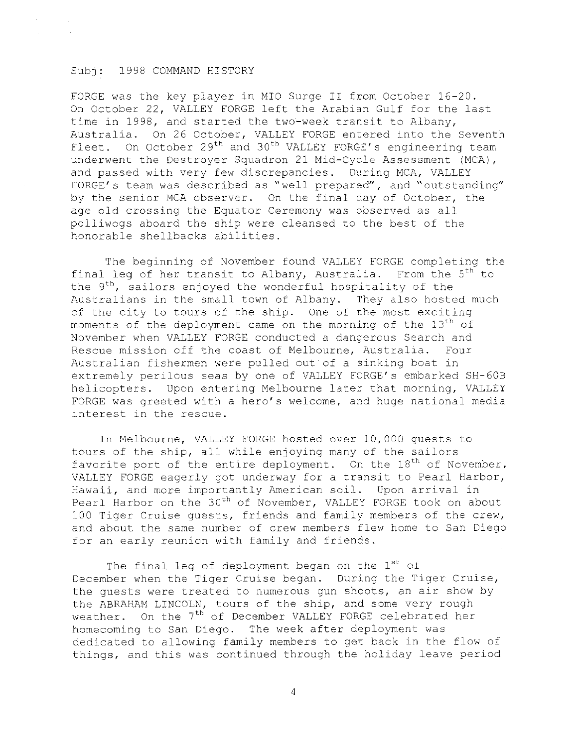Subj: 1998 COMMAND HISTORY

FORGE was the key player in MIO Surge II from October 16-20. On October 22, VALLEY FORGE left the Arabian Gulf for the last time in 1998, and started the two-week transit to Albany, Australia. On 26 October, VALLEY FORGE entered into the Seventh Fleet. On October 29th and 30th VALLEY FORGE's engineering team underwent the Destroyer Squadron 21 Mid-Cycle Assessment (MCA), and passed with very few discrepancies. During MCA, VALLEY FORGE's team was described as "well prepared", and "outstanding" by the senior MCA observer. On the final day of October, the age old crossing the Equator Ceremony was observed as all polliwogs aboard the ship were cleansed to the best of the honorable shellbacks abilities.

The beginning of November found VALLEY FORGE completing the final leg of her transit to Albany, Australia. From the 5th to the 9th, sailors enjoyed the wonderful hospitality of the Australians in the small town of Albany. They also hosted much of the city to tours of the ship. One of the most exciting moments of the deployment came on the morning of the 13th of November when VALLEY FORGE conducted a dangerous Search and Rescue mission off the coast of Melbourne, Australia. Four Australian fishermen were pulled out of a sinking boat in extremely perilous seas by one of VALLEY FORGE's embarked SH-60B helicopters. Upon entering Melbourne later that morning, VALLEY FORGE was greeted with a hero's welcome, and huge national media interest in the rescue.

In Melbourne, VALLEY FORGE hosted over 10,000 guests to tours of the ship, all while enjoying many of the sailors favorite port of the entire deployment. On the 18th of November, VALLEY FORGE eagerly got underway for a transit to Pearl Harbor, Hawaii, and more importantly American soil. Upon arrival in Pearl Harbor on the 30th of November, VALLEY FORGE took on about 100 Tiger Cruise guests, friends and family members of the crew, and about the same number of crew members flew home to San Diego for an early reunion with family and friends.

The final leg of deployment began on the 1st of December when the Tiger Cruise began. During the Tiger Cruise, the guests were treated to numerous gun shoots, an air show by the ABRAHAM LINCOLN, tours of the ship, and some very rough weather. On the 7th of December VALLEY FORGE celebrated her homecoming to San Diego. The week after deployment was dedicated to allowing family members to get back in the flow of things, and this was continued through the holiday leave period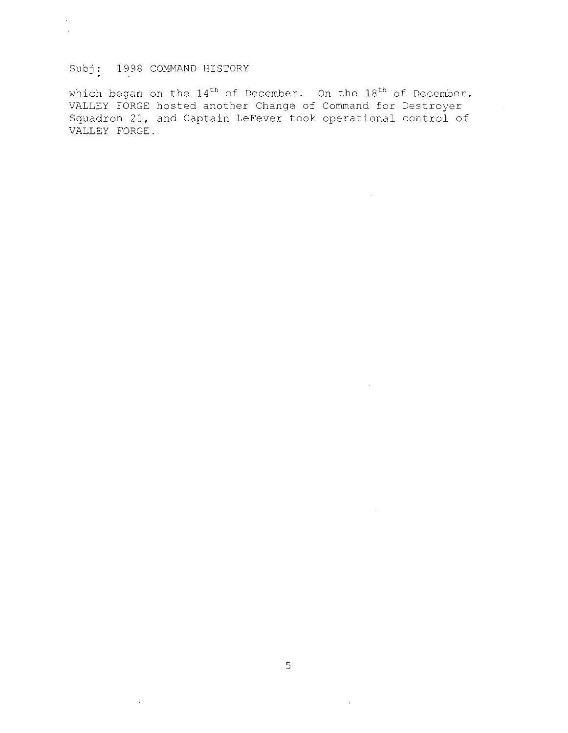Subj: 1998 COMMAND HISTORY

which began on the 14th of December. On the 18th of December, VALLEY FORGE hosted another Change of Command for Destroyer Squadron 21, and Captain LeFever took operational control of VALLEY FORGE.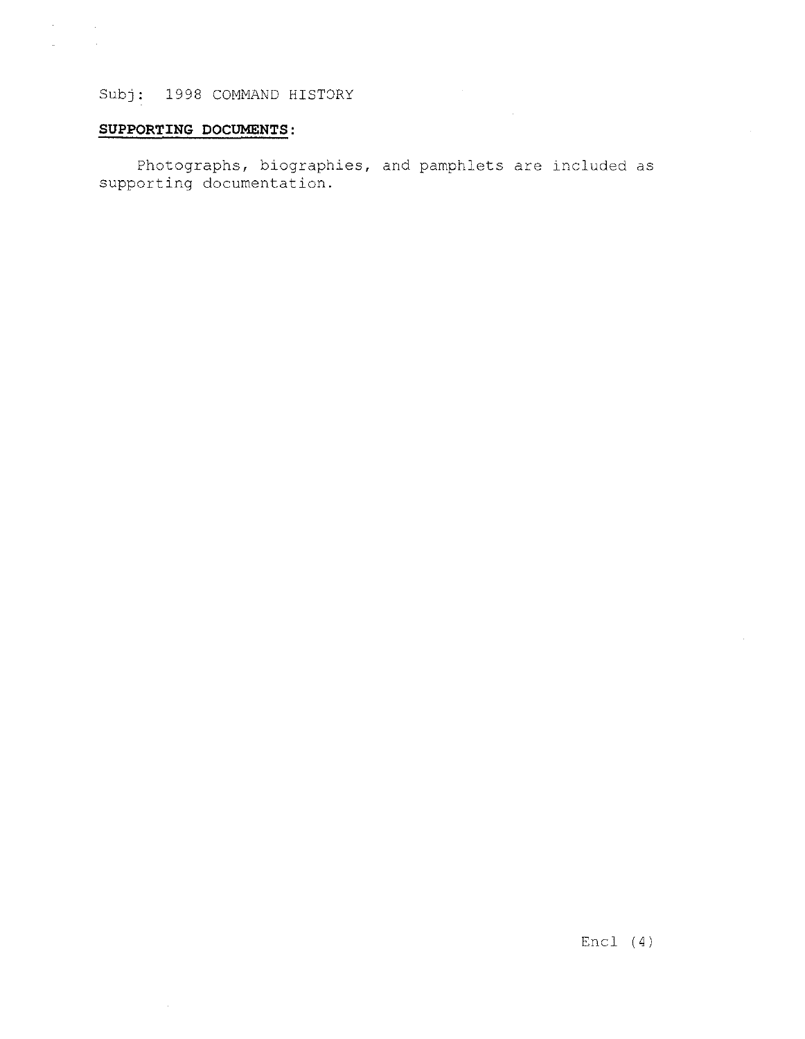Subj: 1998 COMMAND HISTORY

**SUPPORTING DOCUMENTS:**

Photographs, biographies, and pamphlets are included as supporting documentation.

Encl (4)